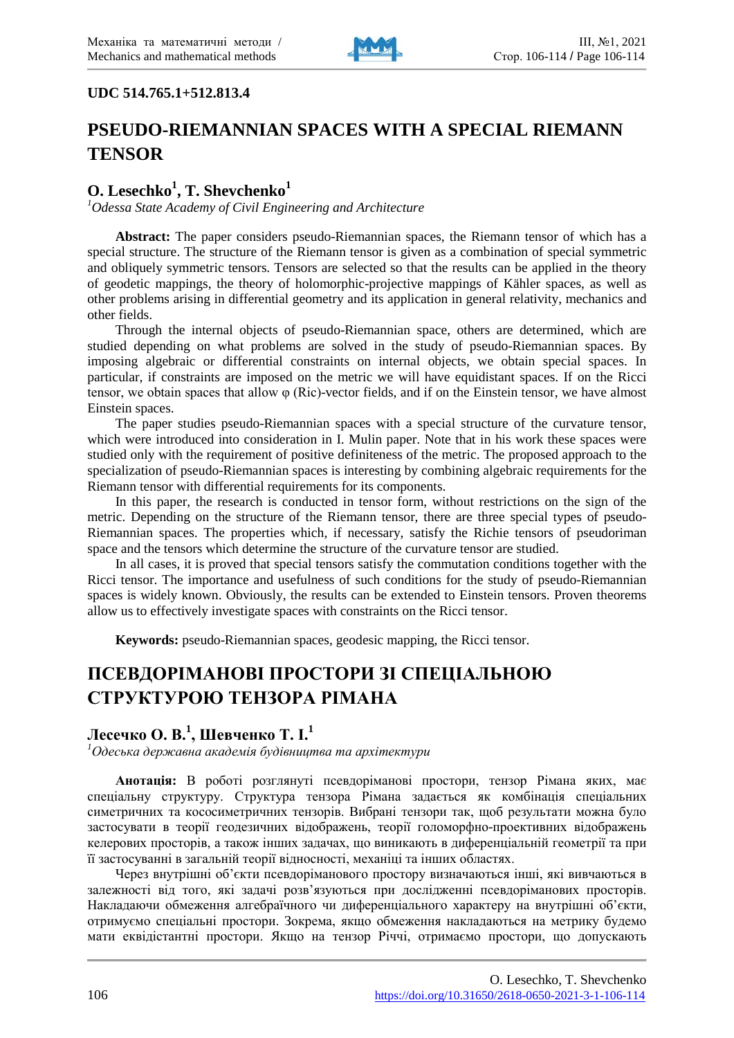UDC 514.765.1+512.813.4

# PSEUDO-RIEMANNIAN SPACES WITH A SPECIAL RIEMANN TENSOR

## O. Lesechko[1], T. Shevchenko[1]

*[1]Odessa State Academy of Civil Engineering and Architecture*

**Abstract:** The paper considers pseudo-Riemannian spaces, the Riemann tensor of which has a special structure. The structure of the Riemann tensor is given as a combination of special symmetric and obliquely symmetric tensors. Tensors are selected so that the results can be applied in the theory of geodetic mappings, the theory of holomorphic-projective mappings of Kähler spaces, as well as other problems arising in differential geometry and its application in general relativity, mechanics and other fields.

Through the internal objects of pseudo-Riemannian space, others are determined, which are studied depending on what problems are solved in the study of pseudo-Riemannian spaces. By imposing algebraic or differential constraints on internal objects, we obtain special spaces. In particular, if constraints are imposed on the metric we will have equidistant spaces. If on the Ricci tensor, we obtain spaces that allow φ (Ric)-vector fields, and if on the Einstein tensor, we have almost Einstein spaces.

The paper studies pseudo-Riemannian spaces with a special structure of the curvature tensor, which were introduced into consideration in I. Mulin paper. Note that in his work these spaces were studied only with the requirement of positive definiteness of the metric. The proposed approach to the specialization of pseudo-Riemannian spaces is interesting by combining algebraic requirements for the Riemann tensor with differential requirements for its components.

In this paper, the research is conducted in tensor form, without restrictions on the sign of the metric. Depending on the structure of the Riemann tensor, there are three special types of pseudo-Riemannian spaces. The properties which, if necessary, satisfy the Richie tensors of pseudoriman space and the tensors which determine the structure of the curvature tensor are studied.

In all cases, it is proved that special tensors satisfy the commutation conditions together with the Ricci tensor. The importance and usefulness of such conditions for the study of pseudo-Riemannian spaces is widely known. Obviously, the results can be extended to Einstein tensors. Proven theorems allow us to effectively investigate spaces with constraints on the Ricci tensor.

**Keywords:** pseudo-Riemannian spaces, geodesic mapping, the Ricci tensor.

# ПСЕВДОРІМАНОВІ ПРОСТОРИ ЗІ СПЕЦІАЛЬНОЮ СТРУКТУРОЮ ТЕНЗОРА РІМАНА

## Лесечко О. В.[1], Шевченко Т. І.[1]

*[1]Одеська державна академія будівництва та архітектури*

**Анотація:** В роботі розглянуті псевдоріманові простори, тензор Рімана яких, має спеціальну структуру. Структура тензора Рімана задається як комбінація спеціальних симетричних та кососиметричних тензорів. Вибрані тензори так, щоб результати можна було застосувати в теорії геодезичних відображень, теорії голоморфно-проективних відображень келерових просторів, а також інших задачах, що виникають в диференціальній геометрії та при її застосуванні в загальній теорії відносності, механіці та інших областях.

Через внутрішні об'єкти псевдоріманового простору визначаються інші, які вивчаються в залежності від того, які задачі розв'язуються при дослідженні псевдоріманових просторів. Накладаючи обмеження алгебраїчного чи диференціального характеру на внутрішні об'єкти, отримуємо спеціальні простори. Зокрема, якщо обмеження накладаються на метрику будемо мати еквідістантні простори. Якщо на тензор Річчі, отримаємо простори, що допускають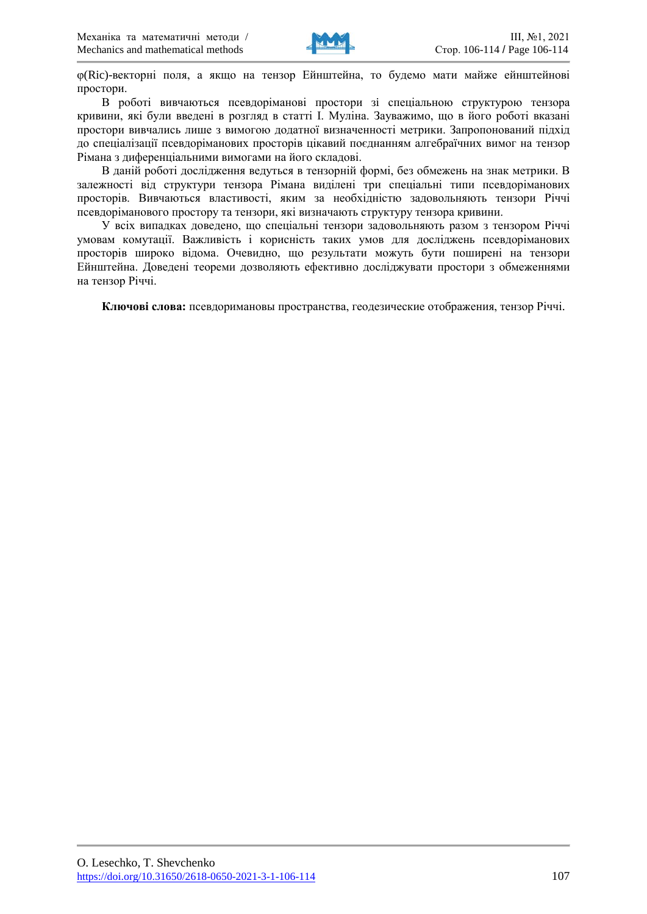φ(Ric)-векторні поля, а якщо на тензор Ейнштейна, то будемо мати майже ейнштейнові простори.

В роботі вивчаються псевдоріманові простори зі спеціальною структурою тензора кривини, які були введені в розгляд в статті І. Муліна. Зауважимо, що в його роботі вказані простори вивчались лише з вимогою додатної визначенності метрики. Запропонований підхід до спеціалізації псевдоріманових просторів цікавий поєднанням алгебраїчних вимог на тензор Рімана з диференціальними вимогами на його складові.

В даній роботі дослідження ведуться в тензорній формі, без обмежень на знак метрики. В залежності від структури тензора Рімана виділені три спеціальні типи псевдоріманових просторів. Вивчаються властивості, яким за необхідністю задовольняють тензори Річчі псевдоріманового простору та тензори, які визначають структуру тензора кривини.

У всіх випадках доведено, що спеціальні тензори задовольняють разом з тензором Річчі умовам комутації. Важливість і корисність таких умов для досліджень псевдоріманових просторів широко відома. Очевидно, що результати можуть бути поширені на тензори Ейнштейна. Доведені теореми дозволяють ефективно досліджувати простори з обмеженнями на тензор Річчі.

**Ключові слова:** псевдоримановы пространства, геодезические отображения, тензор Річчі.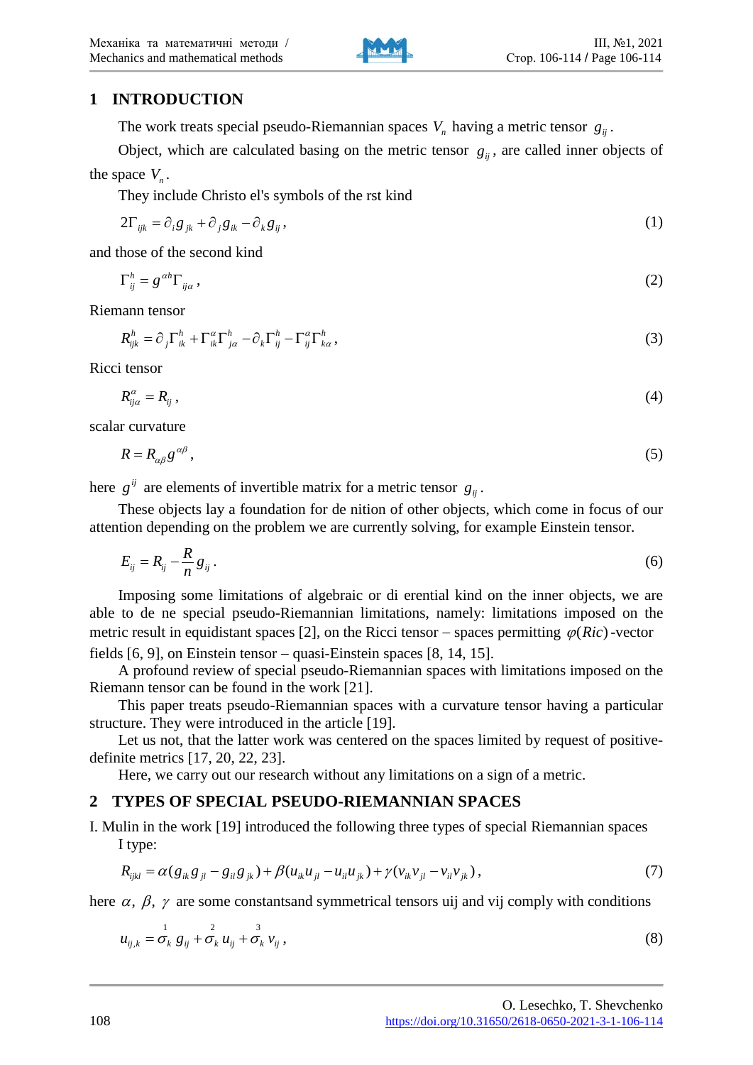## 1 INTRODUCTION

The work treats special pseudo-Riemannian spaces $V_n$ having a metric tensor $g_{ij}$.

Object, which are calculated basing on the metric tensor $g_{ij}$, are called inner objects of the space $V_n$.

They include Christo el's symbols of the rst kind

$$2\Gamma_{ijk} = \partial_i g_{jk} + \partial_j g_{ik} - \partial_k g_{ij}, \tag{1}$$

and those of the second kind

$$\Gamma_{ij}^{h} = g^{\alpha h}\Gamma_{ij\alpha}, \tag{2}$$

Riemann tensor

$$R_{ijk}^{h} = \partial_j \Gamma_{ik}^{h} + \Gamma_{ik}^{\alpha}\Gamma_{j\alpha}^{h} - \partial_k \Gamma_{ij}^{h} - \Gamma_{ij}^{\alpha}\Gamma_{k\alpha}^{h}, \tag{3}$$

Ricci tensor

$$R_{ij\alpha}^{\alpha} = R_{ij}, \tag{4}$$

scalar curvature

$$R = R_{\alpha\beta} g^{\alpha\beta}, \tag{5}$$

here $g^{ij}$ are elements of invertible matrix for a metric tensor $g_{ij}$.

These objects lay a foundation for de nition of other objects, which come in focus of our attention depending on the problem we are currently solving, for example Einstein tensor.

$$E_{ij} = R_{ij} - \frac{R}{n} g_{ij}. \tag{6}$$

Imposing some limitations of algebraic or di erential kind on the inner objects, we are able to de ne special pseudo-Riemannian limitations, namely: limitations imposed on the metric result in equidistant spaces [2], on the Ricci tensor – spaces permitting $\varphi(Ric)$-vector fields [6, 9], on Einstein tensor – quasi-Einstein spaces [8, 14, 15].

A profound review of special pseudo-Riemannian spaces with limitations imposed on the Riemann tensor can be found in the work [21].

This paper treats pseudo-Riemannian spaces with a curvature tensor having a particular structure. They were introduced in the article [19].

Let us not, that the latter work was centered on the spaces limited by request of positive-definite metrics [17, 20, 22, 23].

Here, we carry out our research without any limitations on a sign of a metric.

## 2 TYPES OF SPECIAL PSEUDO-RIEMANNIAN SPACES

I. Mulin in the work [19] introduced the following three types of special Riemannian spaces

I type:

$$R_{ijkl} = \alpha(g_{ik}g_{jl} - g_{il}g_{jk}) + \beta(u_{ik}u_{jl} - u_{il}u_{jk}) + \gamma(v_{ik}v_{jl} - v_{il}v_{jk}), \tag{7}$$

here $\alpha$, $\beta$, $\gamma$ are some constantsand symmetrical tensors uij and vij comply with conditions

$$u_{ij,k} = \overset{1}{\sigma}_k\, g_{ij} + \overset{2}{\sigma}_k\, u_{ij} + \overset{3}{\sigma}_k\, v_{ij}, \tag{8}$$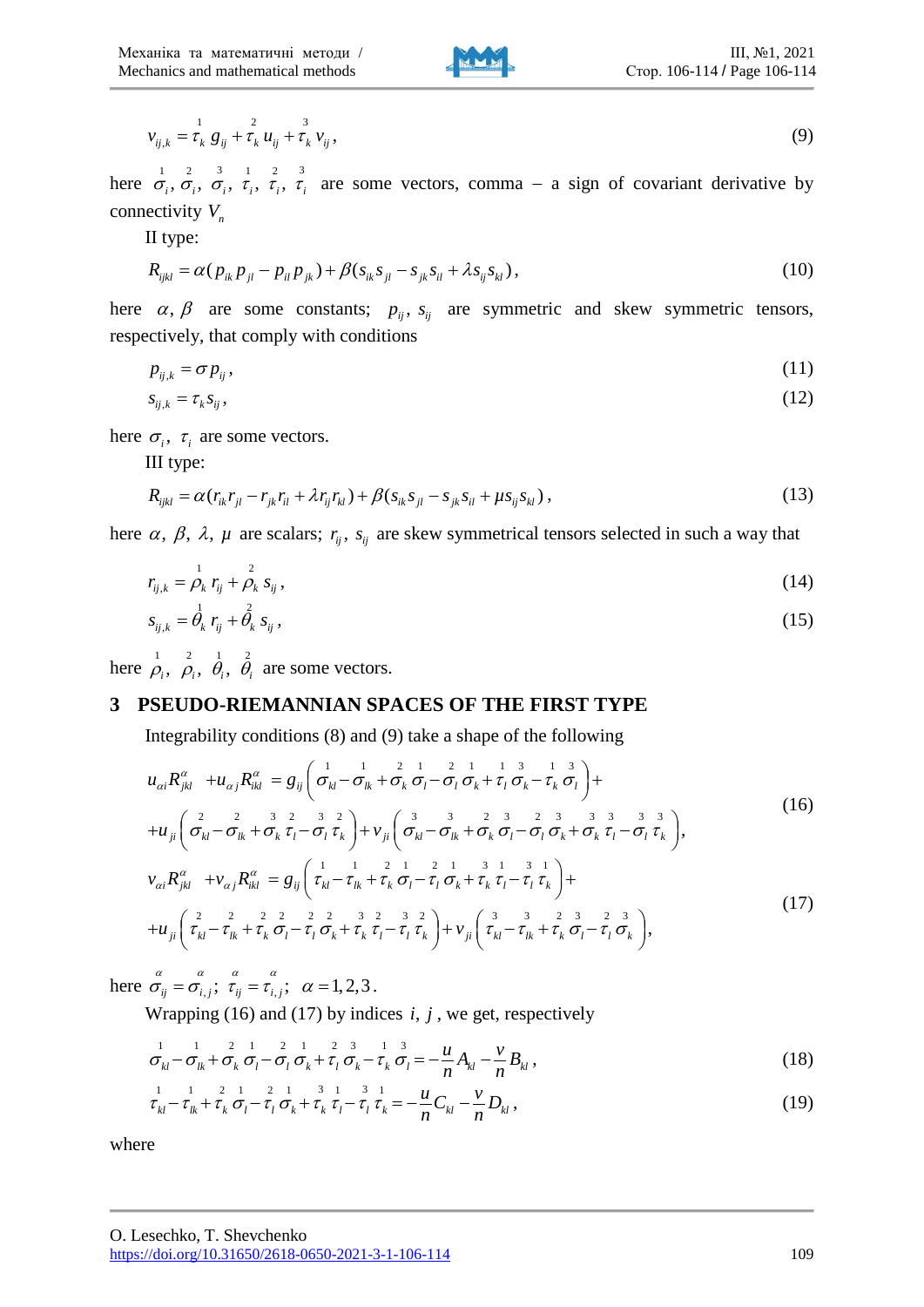$$v_{ij,k} = \overset{1}{\tau}_k\, g_{ij} + \overset{2}{\tau}_k\, u_{ij} + \overset{3}{\tau}_k\, v_{ij}\,, \tag{9}$$

here $\overset{1}{\sigma}_i,\ \overset{2}{\sigma}_i,\ \overset{3}{\sigma}_i,\ \overset{1}{\tau}_i,\ \overset{2}{\tau}_i,\ \overset{3}{\tau}_i$ are some vectors, comma – a sign of covariant derivative by connectivity $V_n$

II type:

$$R_{ijkl} = \alpha(p_{ik}p_{jl} - p_{il}p_{jk}) + \beta(s_{ik}s_{jl} - s_{jk}s_{il} + \lambda s_{ij}s_{kl})\,, \tag{10}$$

here $\alpha,\beta$ are some constants; $p_{ij},\ s_{ij}$ are symmetric and skew symmetric tensors, respectively, that comply with conditions

$$p_{ij,k} = \sigma p_{ij}\,, \tag{11}$$

$$s_{ij,k} = \tau_k s_{ij}\,, \tag{12}$$

here $\sigma_i,\ \tau_i$ are some vectors.

III type:

$$R_{ijkl} = \alpha(r_{ik}r_{jl} - r_{jk}r_{il} + \lambda r_{ij}r_{kl}) + \beta(s_{ik}s_{jl} - s_{jk}s_{il} + \mu s_{ij}s_{kl})\,, \tag{13}$$

here $\alpha,\ \beta,\ \lambda,\ \mu$ are scalars; $r_{ij},\ s_{ij}$ are skew symmetrical tensors selected in such a way that

$$r_{ij,k} = \overset{1}{\rho}_k\, r_{ij} + \overset{2}{\rho}_k\, s_{ij}\,, \tag{14}$$

$$s_{ij,k} = \overset{1}{\theta}_k\, r_{ij} + \overset{2}{\theta}_k\, s_{ij}\,, \tag{15}$$

here $\overset{1}{\rho}_i,\ \overset{2}{\rho}_i,\ \overset{1}{\theta}_i,\ \overset{2}{\theta}_i$ are some vectors.

## 3 PSEUDO-RIEMANNIAN SPACES OF THE FIRST TYPE

Integrability conditions (8) and (9) take a shape of the following

$$\begin{aligned} u_{\alpha i}R^{\alpha}_{jkl} + u_{\alpha j}R^{\alpha}_{ikl} &= g_{ij}\left(\overset{1}{\sigma}_{kl} - \overset{1}{\sigma}_{lk} + \overset{2}{\sigma}_k\,\overset{1}{\sigma}_l - \overset{2}{\sigma}_l\,\overset{1}{\sigma}_k + \overset{1}{\tau}_l\,\overset{3}{\sigma}_k - \overset{1}{\tau}_k\,\overset{3}{\sigma}_l\right) + \\ &+ u_{ji}\left(\overset{2}{\sigma}_{kl} - \overset{2}{\sigma}_{lk} + \overset{3}{\sigma}_k\,\overset{2}{\tau}_l - \overset{3}{\sigma}_l\,\overset{2}{\tau}_k\right) + v_{ji}\left(\overset{3}{\sigma}_{kl} - \overset{3}{\sigma}_{lk} + \overset{2}{\sigma}_k\,\overset{3}{\sigma}_l - \overset{2}{\sigma}_l\,\overset{3}{\sigma}_k + \overset{3}{\sigma}_k\,\overset{3}{\tau}_l - \overset{3}{\sigma}_l\,\overset{3}{\tau}_k\right), \end{aligned} \tag{16}$$

$$\begin{aligned} v_{\alpha i}R^{\alpha}_{jkl} + v_{\alpha j}R^{\alpha}_{ikl} &= g_{ij}\left(\overset{1}{\tau}_{kl} - \overset{1}{\tau}_{lk} + \overset{2}{\tau}_k\,\overset{1}{\sigma}_l - \overset{2}{\tau}_l\,\overset{1}{\sigma}_k + \overset{3}{\tau}_k\,\overset{1}{\tau}_l - \overset{3}{\tau}_l\,\overset{1}{\tau}_k\right) + \\ &+ u_{ji}\left(\overset{2}{\tau}_{kl} - \overset{2}{\tau}_{lk} + \overset{2}{\tau}_k\,\overset{2}{\sigma}_l - \overset{2}{\tau}_l\,\overset{2}{\sigma}_k + \overset{3}{\tau}_k\,\overset{2}{\tau}_l - \overset{3}{\tau}_l\,\overset{2}{\tau}_k\right) + v_{ji}\left(\overset{3}{\tau}_{kl} - \overset{3}{\tau}_{lk} + \overset{2}{\tau}_k\,\overset{3}{\sigma}_l - \overset{2}{\tau}_l\,\overset{3}{\sigma}_k\right), \end{aligned} \tag{17}$$

here $\overset{\alpha}{\sigma}_{ij} = \overset{\alpha}{\sigma}_{i,j};\ \overset{\alpha}{\tau}_{ij} = \overset{\alpha}{\tau}_{i,j};\ \alpha = 1,2,3$.

Wrapping (16) and (17) by indices $i,\ j$, we get, respectively

$$\overset{1}{\sigma}_{kl} - \overset{1}{\sigma}_{lk} + \overset{2}{\sigma}_k\,\overset{1}{\sigma}_l - \overset{2}{\sigma}_l\,\overset{1}{\sigma}_k + \overset{2}{\tau}_l\,\overset{3}{\sigma}_k - \overset{1}{\tau}_k\,\overset{3}{\sigma}_l = -\frac{u}{n}A_{kl} - \frac{v}{n}B_{kl}\,, \tag{18}$$

$$\overset{1}{\tau}_{kl} - \overset{1}{\tau}_{lk} + \overset{2}{\tau}_k\,\overset{1}{\sigma}_l - \overset{2}{\tau}_l\,\overset{1}{\sigma}_k + \overset{3}{\tau}_k\,\overset{1}{\tau}_l - \overset{3}{\tau}_l\,\overset{1}{\tau}_k = -\frac{u}{n}C_{kl} - \frac{v}{n}D_{kl}\,, \tag{19}$$

where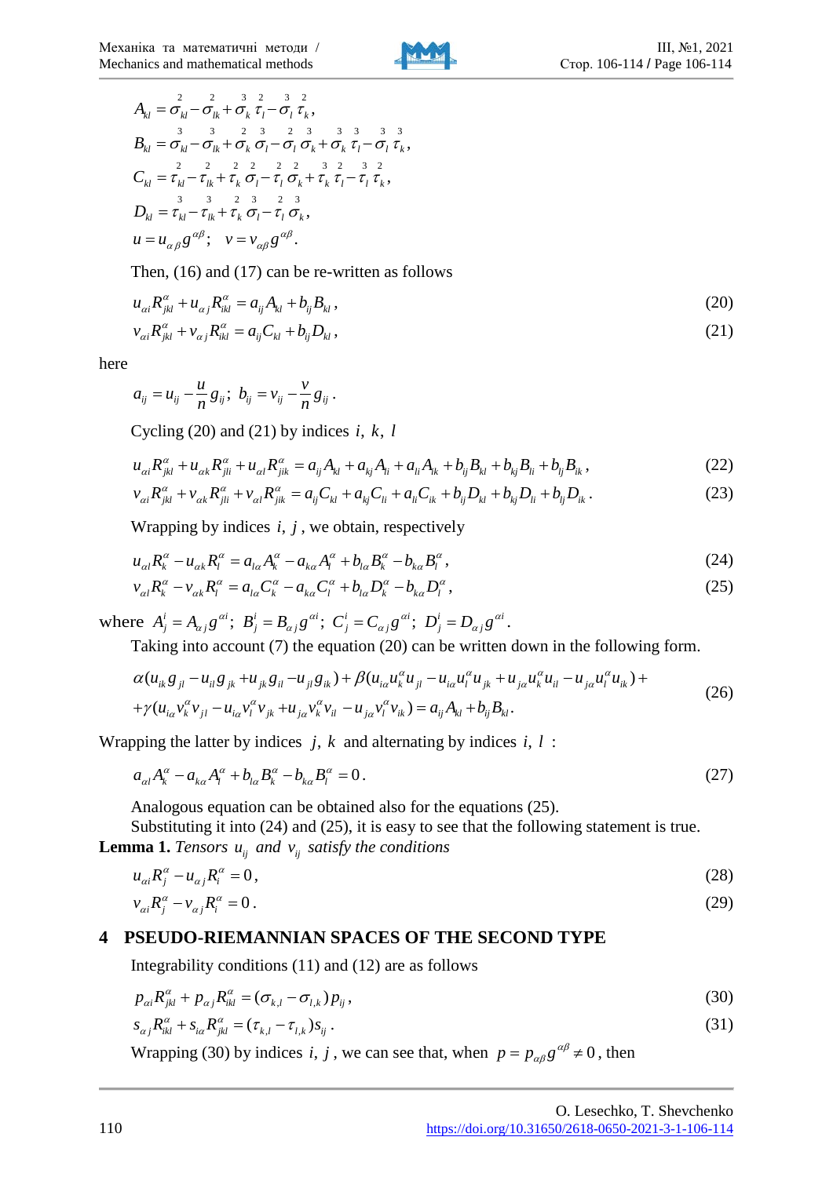$$A_{kl} = \overset{2}{\sigma}_{kl} - \overset{2}{\sigma}_{lk} + \overset{3}{\sigma}_k \overset{2}{\tau}_l - \overset{3}{\sigma}_l \overset{2}{\tau}_k,$$

$$B_{kl} = \overset{3}{\sigma}_{kl} - \overset{3}{\sigma}_{lk} + \overset{2}{\sigma}_k \overset{3}{\sigma}_l - \overset{2}{\sigma}_l \overset{3}{\sigma}_k + \overset{3}{\sigma}_k \overset{3}{\tau}_l - \overset{3}{\sigma}_l \overset{3}{\tau}_k,$$

$$C_{kl} = \overset{2}{\tau}_{kl} - \overset{2}{\tau}_{lk} + \overset{2}{\tau}_k \overset{2}{\sigma}_l - \overset{2}{\tau}_l \overset{2}{\sigma}_k + \overset{3}{\tau}_k \overset{2}{\tau}_l - \overset{3}{\tau}_l \overset{2}{\tau}_k,$$

$$D_{kl} = \overset{3}{\tau}_{kl} - \overset{3}{\tau}_{lk} + \overset{2}{\tau}_k \overset{3}{\sigma}_l - \overset{2}{\tau}_l \overset{3}{\sigma}_k,$$

$$u = u_{\alpha\beta} g^{\alpha\beta}; \quad v = v_{\alpha\beta} g^{\alpha\beta}.$$

Then, (16) and (17) can be re-written as follows

$$u_{\alpha i} R^{\alpha}_{jkl} + u_{\alpha j} R^{\alpha}_{ikl} = a_{ij} A_{kl} + b_{ij} B_{kl}, \tag{20}$$

$$v_{\alpha i} R^{\alpha}_{jkl} + v_{\alpha j} R^{\alpha}_{ikl} = a_{ij} C_{kl} + b_{ij} D_{kl}, \tag{21}$$

here

$$a_{ij} = u_{ij} - \frac{u}{n} g_{ij}; \;\; b_{ij} = v_{ij} - \frac{v}{n} g_{ij}.$$

Cycling (20) and (21) by indices $i, k, l$

$$u_{\alpha i} R^{\alpha}_{jkl} + u_{\alpha k} R^{\alpha}_{jli} + u_{\alpha l} R^{\alpha}_{jik} = a_{ij} A_{kl} + a_{kj} A_{li} + a_{lj} A_{ik} + b_{ij} B_{kl} + b_{kj} B_{li} + b_{lj} B_{ik}, \tag{22}$$

$$v_{\alpha i} R^{\alpha}_{jkl} + v_{\alpha k} R^{\alpha}_{jli} + v_{\alpha l} R^{\alpha}_{jik} = a_{ij} C_{kl} + a_{kj} C_{li} + a_{lj} C_{ik} + b_{ij} D_{kl} + b_{kj} D_{li} + b_{lj} D_{ik}. \tag{23}$$

Wrapping by indices $i, j$, we obtain, respectively

$$u_{\alpha l} R^{\alpha}_{k} - u_{\alpha k} R^{\alpha}_{l} = a_{l\alpha} A^{\alpha}_{k} - a_{k\alpha} A^{\alpha}_{l} + b_{l\alpha} B^{\alpha}_{k} - b_{k\alpha} B^{\alpha}_{l}, \tag{24}$$

$$v_{\alpha l} R^{\alpha}_{k} - v_{\alpha k} R^{\alpha}_{l} = a_{l\alpha} C^{\alpha}_{k} - a_{k\alpha} C^{\alpha}_{l} + b_{l\alpha} D^{\alpha}_{k} - b_{k\alpha} D^{\alpha}_{l}, \tag{25}$$

where $A^{i}_{j} = A_{\alpha j} g^{\alpha i}$; $B^{i}_{j} = B_{\alpha j} g^{\alpha i}$; $C^{i}_{j} = C_{\alpha j} g^{\alpha i}$; $D^{i}_{j} = D_{\alpha j} g^{\alpha i}$.

Taking into account (7) the equation (20) can be written down in the following form.

$$\begin{gathered}\alpha(u_{ik} g_{jl} - u_{il} g_{jk} + u_{jk} g_{il} - u_{jl} g_{ik}) + \beta(u_{i\alpha} u^{\alpha}_{k} u_{jl} - u_{i\alpha} u^{\alpha}_{l} u_{jk} + u_{j\alpha} u^{\alpha}_{k} u_{il} - u_{j\alpha} u^{\alpha}_{l} u_{ik}) + \\ + \gamma(u_{i\alpha} v^{\alpha}_{k} v_{jl} - u_{i\alpha} v^{\alpha}_{l} v_{jk} + u_{j\alpha} v^{\alpha}_{k} v_{il} - u_{j\alpha} v^{\alpha}_{l} v_{ik}) = a_{ij} A_{kl} + b_{ij} B_{kl}.\end{gathered} \tag{26}$$

Wrapping the latter by indices $j, k$ and alternating by indices $i, l$ :

$$a_{\alpha l} A^{\alpha}_{k} - a_{k\alpha} A^{\alpha}_{l} + b_{l\alpha} B^{\alpha}_{k} - b_{k\alpha} B^{\alpha}_{l} = 0. \tag{27}$$

Analogous equation can be obtained also for the equations (25).

Substituting it into (24) and (25), it is easy to see that the following statement is true.

**Lemma 1.** *Tensors* $u_{ij}$ *and* $v_{ij}$ *satisfy the conditions*

$$u_{\alpha i} R^{\alpha}_{j} - u_{\alpha j} R^{\alpha}_{i} = 0, \tag{28}$$

$$v_{\alpha i} R^{\alpha}_{j} - v_{\alpha j} R^{\alpha}_{i} = 0. \tag{29}$$

## 4 PSEUDO-RIEMANNIAN SPACES OF THE SECOND TYPE

Integrability conditions (11) and (12) are as follows

$$p_{\alpha i} R^{\alpha}_{jkl} + p_{\alpha j} R^{\alpha}_{ikl} = (\sigma_{k,l} - \sigma_{l,k}) p_{ij}, \tag{30}$$

$$s_{\alpha j} R^{\alpha}_{ikl} + s_{i\alpha} R^{\alpha}_{jkl} = (\tau_{k,l} - \tau_{l,k}) s_{ij}. \tag{31}$$

Wrapping (30) by indices $i, j$, we can see that, when $p = p_{\alpha\beta} g^{\alpha\beta} \neq 0$, then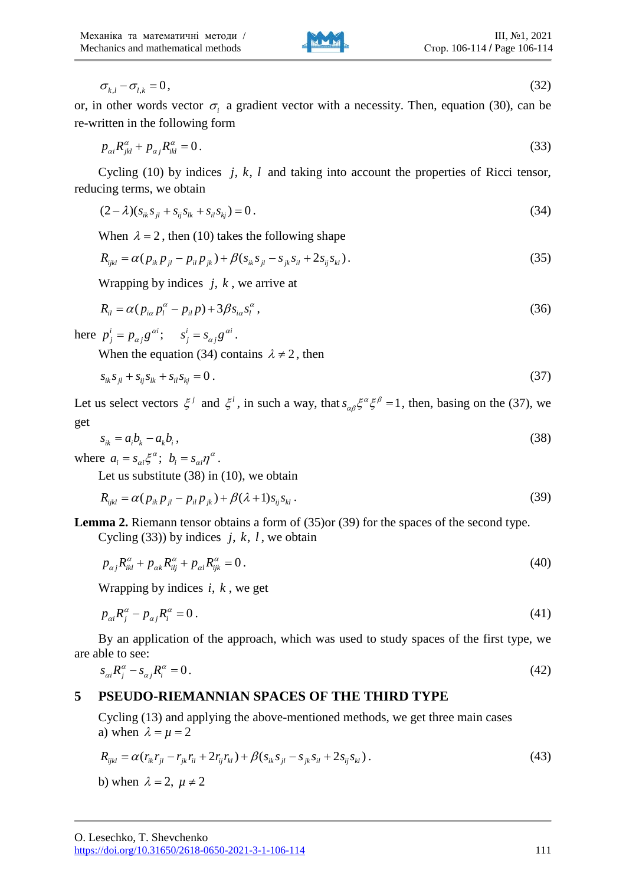$$\sigma_{k,l} - \sigma_{l,k} = 0, \tag{32}$$

or, in other words vector $\sigma_i$ a gradient vector with a necessity. Then, equation (30), can be re-written in the following form

$$p_{\alpha i} R^{\alpha}_{jkl} + p_{\alpha j} R^{\alpha}_{ikl} = 0. \tag{33}$$

Cycling (10) by indices $j, k, l$ and taking into account the properties of Ricci tensor, reducing terms, we obtain

$$(2-\lambda)(s_{ik} s_{jl} + s_{ij} s_{lk} + s_{il} s_{kj}) = 0. \tag{34}$$

When $\lambda = 2$, then (10) takes the following shape

$$R_{ijkl} = \alpha(p_{ik} p_{jl} - p_{il} p_{jk}) + \beta(s_{ik} s_{jl} - s_{jk} s_{il} + 2 s_{ij} s_{kl}). \tag{35}$$

Wrapping by indices $j, k$, we arrive at

$$R_{il} = \alpha(p_{i\alpha} p^{\alpha}_{l} - p_{il} p) + 3\beta s_{i\alpha} s^{\alpha}_{l}, \tag{36}$$

here $p^{i}_{j} = p_{\alpha j} g^{\alpha i}$; $\quad s^{i}_{j} = s_{\alpha j} g^{\alpha i}$.

When the equation (34) contains $\lambda \neq 2$, then

$$s_{ik} s_{jl} + s_{ij} s_{lk} + s_{il} s_{kj} = 0. \tag{37}$$

Let us select vectors $\xi^{j}$ and $\xi^{l}$, in such a way, that $s_{\alpha\beta}\xi^{\alpha}\xi^{\beta} = 1$, then, basing on the (37), we get

$$s_{ik} = a_i b_k - a_k b_i, \tag{38}$$

where $a_i = s_{\alpha i}\xi^{\alpha}$; $b_i = s_{\alpha i}\eta^{\alpha}$.

Let us substitute (38) in (10), we obtain

$$R_{ijkl} = \alpha(p_{ik} p_{jl} - p_{il} p_{jk}) + \beta(\lambda+1) s_{ij} s_{kl}. \tag{39}$$

**Lemma 2.** Riemann tensor obtains a form of (35)or (39) for the spaces of the second type.

Cycling (33)) by indices $j, k, l$, we obtain

$$p_{\alpha j} R^{\alpha}_{ikl} + p_{\alpha k} R^{\alpha}_{ilj} + p_{\alpha l} R^{\alpha}_{ijk} = 0. \tag{40}$$

Wrapping by indices $i, k$, we get

$$p_{\alpha i} R^{\alpha}_{j} - p_{\alpha j} R^{\alpha}_{i} = 0. \tag{41}$$

By an application of the approach, which was used to study spaces of the first type, we are able to see:

$$s_{\alpha i} R^{\alpha}_{j} - s_{\alpha j} R^{\alpha}_{i} = 0. \tag{42}$$

## 5 PSEUDO-RIEMANNIAN SPACES OF THE THIRD TYPE

Cycling (13) and applying the above-mentioned methods, we get three main cases

a) when $\lambda = \mu = 2$

$$R_{ijkl} = \alpha(r_{ik} r_{jl} - r_{jk} r_{il} + 2 r_{ij} r_{kl}) + \beta(s_{ik} s_{jl} - s_{jk} s_{il} + 2 s_{ij} s_{kl}). \tag{43}$$

b) when $\lambda = 2, \ \mu \neq 2$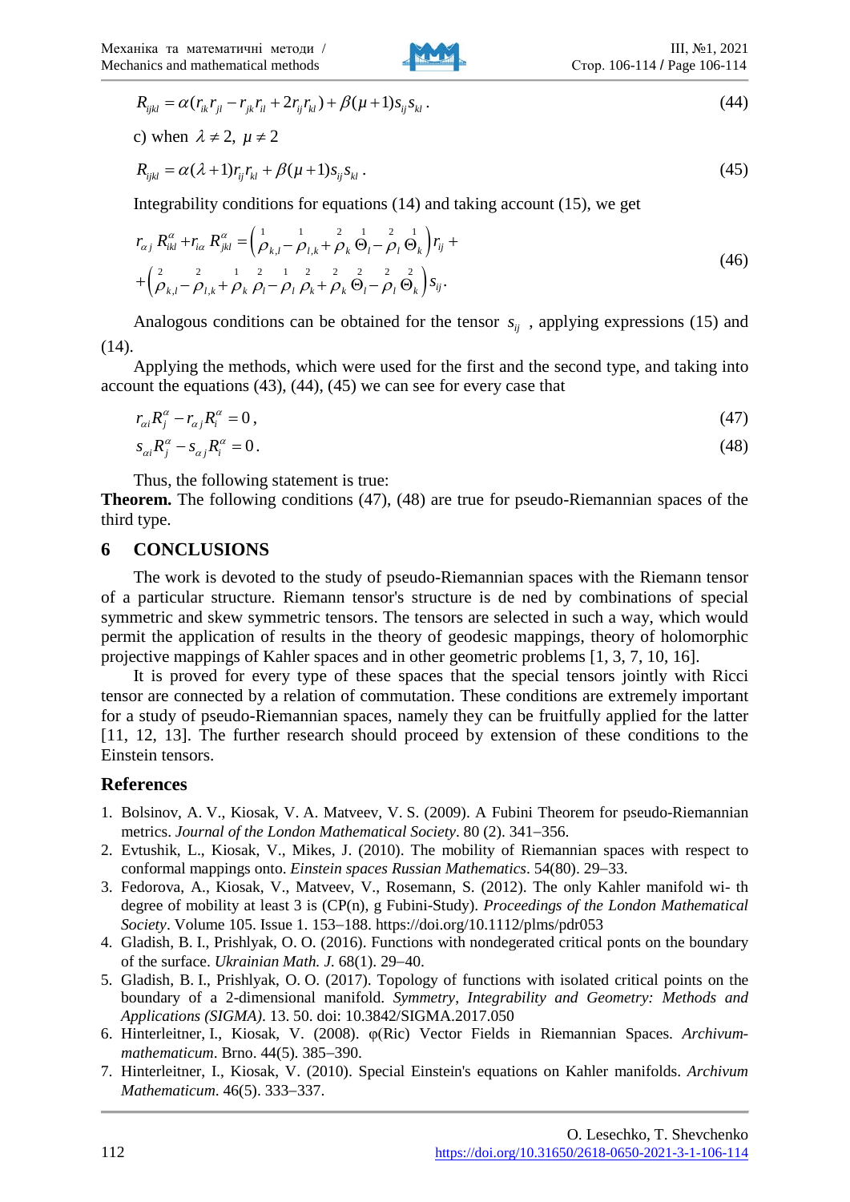$$R_{ijkl} = \alpha(r_{ik}r_{jl} - r_{jk}r_{il} + 2r_{ij}r_{kl}) + \beta(\mu+1)s_{ij}s_{kl}\,. \tag{44}$$

c) when $\lambda \neq 2,\ \mu \neq 2$

$$R_{ijkl} = \alpha(\lambda+1)r_{ij}r_{kl} + \beta(\mu+1)s_{ij}s_{kl}\,. \tag{45}$$

Integrability conditions for equations (14) and taking account (15), we get

$$\begin{aligned} r_{\alpha j}\, R^{\alpha}_{ikl} + r_{i\alpha}\, R^{\alpha}_{jkl} &= \left( \overset{1}{\rho}_{k,l} - \overset{1}{\rho}_{l,k} + \overset{2}{\rho}_{k}\, \overset{1}{\Theta}_{l} - \overset{2}{\rho}_{l}\, \overset{1}{\Theta}_{k} \right) r_{ij} + \\ &+ \left( \overset{2}{\rho}_{k,l} - \overset{2}{\rho}_{l,k} + \overset{1}{\rho}_{k}\, \overset{2}{\rho}_{l} - \overset{1}{\rho}_{l}\, \overset{2}{\rho}_{k} + \overset{2}{\rho}_{k}\, \overset{2}{\Theta}_{l} - \overset{2}{\rho}_{l}\, \overset{2}{\Theta}_{k} \right) s_{ij}. \end{aligned} \tag{46}$$

Analogous conditions can be obtained for the tensor $s_{ij}$ , applying expressions (15) and (14).

Applying the methods, which were used for the first and the second type, and taking into account the equations (43), (44), (45) we can see for every case that

$$r_{\alpha i}R^{\alpha}_{j} - r_{\alpha j}R^{\alpha}_{i} = 0\,, \tag{47}$$

$$s_{\alpha i}R^{\alpha}_{j} - s_{\alpha j}R^{\alpha}_{i} = 0\,. \tag{48}$$

Thus, the following statement is true:

**Theorem.** The following conditions (47), (48) are true for pseudo-Riemannian spaces of the third type.

## 6 CONCLUSIONS

The work is devoted to the study of pseudo-Riemannian spaces with the Riemann tensor of a particular structure. Riemann tensor's structure is de ned by combinations of special symmetric and skew symmetric tensors. The tensors are selected in such a way, which would permit the application of results in the theory of geodesic mappings, theory of holomorphic projective mappings of Kahler spaces and in other geometric problems [1, 3, 7, 10, 16].

It is proved for every type of these spaces that the special tensors jointly with Ricci tensor are connected by a relation of commutation. These conditions are extremely important for a study of pseudo-Riemannian spaces, namely they can be fruitfully applied for the latter [11, 12, 13]. The further research should proceed by extension of these conditions to the Einstein tensors.

## References

1. Bolsinov, A. V., Kiosak, V. A. Matveev, V. S. (2009). A Fubini Theorem for pseudo-Riemannian metrics. *Journal of the London Mathematical Society*. 80 (2). 341–356.
2. Evtushik, L., Kiosak, V., Mikes, J. (2010). The mobility of Riemannian spaces with respect to conformal mappings onto. *Einstein spaces Russian Mathematics*. 54(80). 29–33.
3. Fedorova, A., Kiosak, V., Matveev, V., Rosemann, S. (2012). The only Kahler manifold wi- th degree of mobility at least 3 is (CP(n), g Fubini-Study). *Proceedings of the London Mathematical Society*. Volume 105. Issue 1. 153–188. https://doi.org/10.1112/plms/pdr053
4. Gladish, B. I., Prishlyak, O. O. (2016). Functions with nondegerated critical ponts on the boundary of the surface. *Ukrainian Math. J.* 68(1). 29–40.
5. Gladish, B. I., Prishlyak, O. O. (2017). Topology of functions with isolated critical points on the boundary of a 2-dimensional manifold. *Symmetry, Integrability and Geometry: Methods and Applications (SIGMA)*. 13. 50. doi: 10.3842/SIGMA.2017.050
6. Hinterleitner, I., Kiosak, V. (2008). φ(Ric) Vector Fields in Riemannian Spaces. *Archivum-mathematicum*. Brno. 44(5). 385–390.
7. Hinterleitner, I., Kiosak, V. (2010). Special Einstein's equations on Kahler manifolds. *Archivum Mathematicum*. 46(5). 333–337.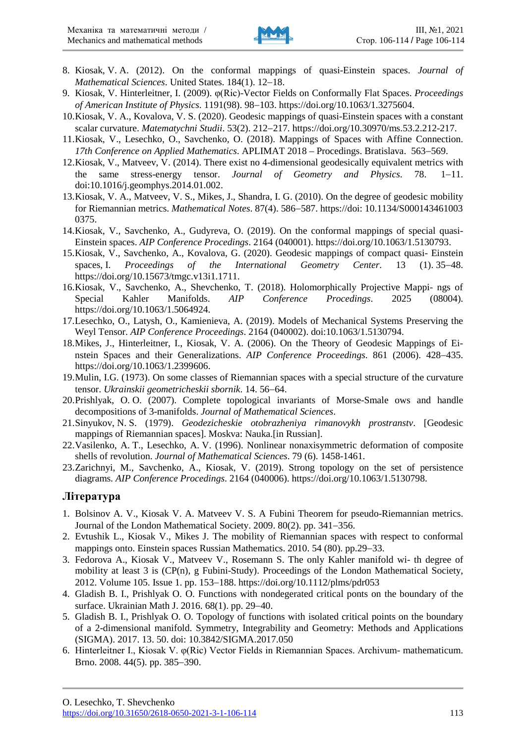8. Kiosak, V. A. (2012). On the conformal mappings of quasi-Einstein spaces. *Journal of Mathematical Sciences*. United States. 184(1). 12–18.
9. Kiosak, V. Hinterleitner, I. (2009). φ(Ric)-Vector Fields on Conformally Flat Spaces. *Proceedings of American Institute of Physics*. 1191(98). 98–103. https://doi.org/10.1063/1.3275604.
10. Kiosak, V. A., Kovalova, V. S. (2020). Geodesic mappings of quasi-Einstein spaces with a constant scalar curvature. *Matematychni Studii*. 53(2). 212–217. https://doi.org/10.30970/ms.53.2.212-217.
11. Kiosak, V., Lesechko, O., Savchenko, O. (2018). Mappings of Spaces with Affine Connection. *17th Conference on Applied Mathematics*. APLIMAT 2018 – Procedings. Bratislava. 563–569.
12. Kiosak, V., Matveev, V. (2014). There exist no 4-dimensional geodesically equivalent metrics with the same stress-energy tensor. *Journal of Geometry and Physics*. 78. 1–11. doi:10.1016/j.geomphys.2014.01.002.
13. Kiosak, V. A., Matveev, V. S., Mikes, J., Shandra, I. G. (2010). On the degree of geodesic mobility for Riemannian metrics. *Mathematical Notes*. 87(4). 586–587. https://doi: 10.1134/S000143461003 0375.
14. Kiosak, V., Savchenko, A., Gudyreva, O. (2019). On the conformal mappings of special quasi-Einstein spaces. *AIP Conference Procedings*. 2164 (040001). https://doi.org/10.1063/1.5130793.
15. Kiosak, V., Savchenko, A., Kovalova, G. (2020). Geodesic mappings of compact quasi- Einstein spaces, I. *Proceedings of the International Geometry Center*. 13 (1). 35–48. https://doi.org/10.15673/tmgc.v13i1.1711.
16. Kiosak, V., Savchenko, A., Shevchenko, T. (2018). Holomorphically Projective Mappi- ngs of Special Kahler Manifolds. *AIP Conference Procedings*. 2025 (08004). https://doi.org/10.1063/1.5064924.
17. Lesechko, O., Latysh, O., Kamienieva, A. (2019). Models of Mechanical Systems Preserving the Weyl Tensor. *AIP Conference Proceedings*. 2164 (040002). doi:10.1063/1.5130794.
18. Mikes, J., Hinterleitner, I., Kiosak, V. A. (2006). On the Theory of Geodesic Mappings of Ei- nstein Spaces and their Generalizations. *AIP Conference Proceedings*. 861 (2006). 428–435. https://doi.org/10.1063/1.2399606.
19. Mulin, I.G. (1973). On some classes of Riemannian spaces with a special structure of the curvature tensor. *Ukrainskii geometricheskii sbornik*. 14. 56–64.
20. Prishlyak, O. O. (2007). Complete topological invariants of Morse-Smale ows and handle decompositions of 3-manifolds. *Journal of Mathematical Sciences*.
21. Sinyukov, N. S. (1979). *Geodezicheskie otobrazheniya rimanovykh prostranstv*. [Geodesic mappings of Riemannian spaces]. Moskva: Nauka.[in Russian].
22. Vasilenko, A. T., Lesechko, A. V. (1996). Nonlinear nonaxisymmetric deformation of composite shells of revolution. *Journal of Mathematical Sciences*. 79 (6). 1458-1461.
23. Zarichnyi, M., Savchenko, A., Kiosak, V. (2019). Strong topology on the set of persistence diagrams. *AIP Conference Procedings*. 2164 (040006). https://doi.org/10.1063/1.5130798.

## Література

1. Bolsinov A. V., Kiosak V. A. Matveev V. S. A Fubini Theorem for pseudo-Riemannian metrics. Journal of the London Mathematical Society. 2009. 80(2). pp. 341–356.
2. Evtushik L., Kiosak V., Mikes J. The mobility of Riemannian spaces with respect to conformal mappings onto. Einstein spaces Russian Mathematics. 2010. 54 (80). pp.29–33.
3. Fedorova A., Kiosak V., Matveev V., Rosemann S. The only Kahler manifold wi- th degree of mobility at least 3 is (CP(n), g Fubini-Study). Proceedings of the London Mathematical Society, 2012. Volume 105. Issue 1. pp. 153–188. https://doi.org/10.1112/plms/pdr053
4. Gladish B. I., Prishlyak O. O. Functions with nondegerated critical ponts on the boundary of the surface. Ukrainian Math J. 2016. 68(1). pp. 29–40.
5. Gladish B. I., Prishlyak O. O. Topology of functions with isolated critical points on the boundary of a 2-dimensional manifold. Symmetry, Integrability and Geometry: Methods and Applications (SIGMA). 2017. 13. 50. doi: 10.3842/SIGMA.2017.050
6. Hinterleitner I., Kiosak V. φ(Ric) Vector Fields in Riemannian Spaces. Archivum- mathematicum. Brno. 2008. 44(5). pp. 385–390.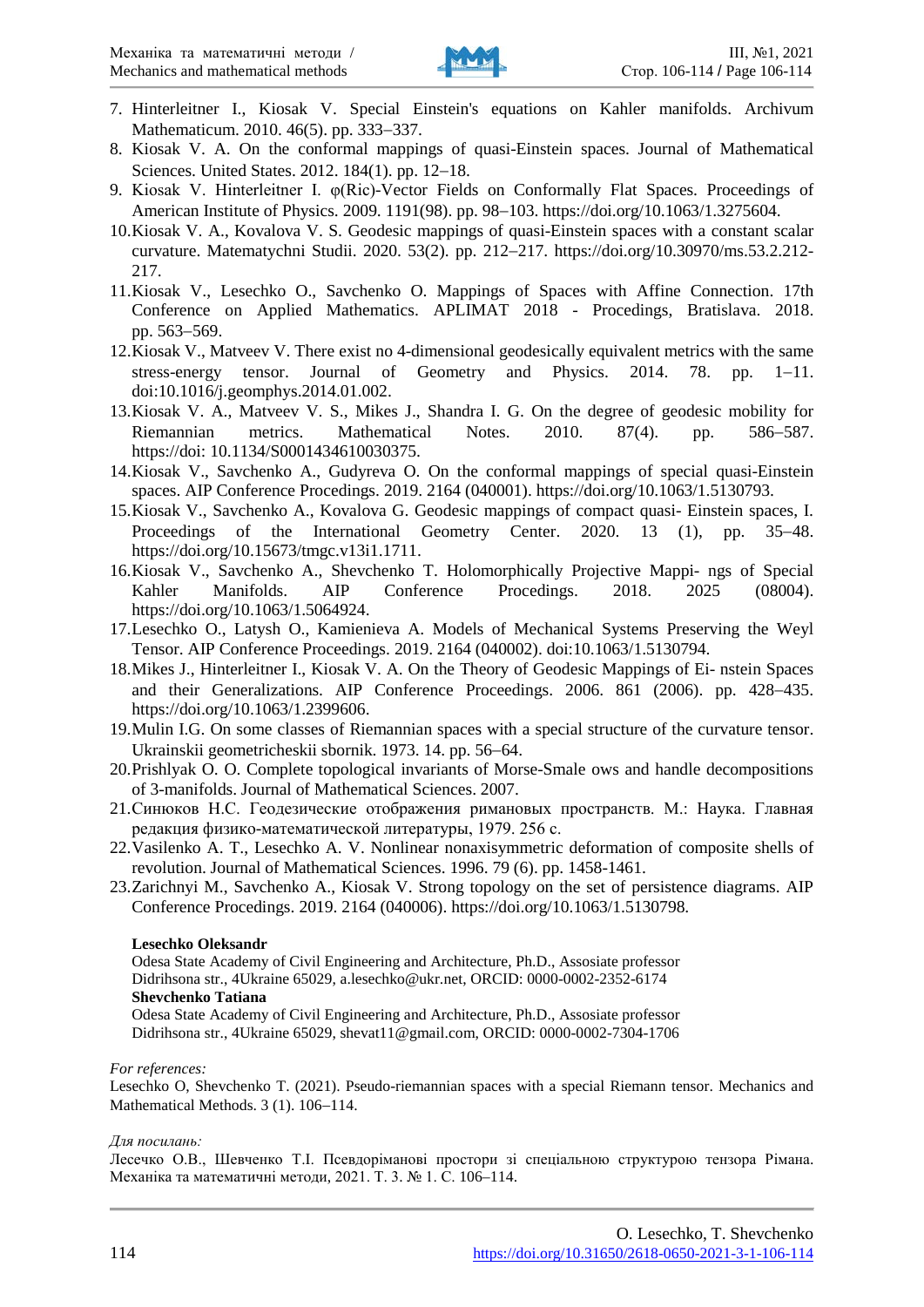7. Hinterleitner I., Kiosak V. Special Einstein's equations on Kahler manifolds. Archivum Mathematicum. 2010. 46(5). pp. 333–337.
8. Kiosak V. A. On the conformal mappings of quasi-Einstein spaces. Journal of Mathematical Sciences. United States. 2012. 184(1). pp. 12–18.
9. Kiosak V. Hinterleitner I. φ(Ric)-Vector Fields on Conformally Flat Spaces. Proceedings of American Institute of Physics. 2009. 1191(98). pp. 98–103. https://doi.org/10.1063/1.3275604.
10. Kiosak V. A., Kovalova V. S. Geodesic mappings of quasi-Einstein spaces with a constant scalar curvature. Matematychni Studii. 2020. 53(2). pp. 212–217. https://doi.org/10.30970/ms.53.2.212-217.
11. Kiosak V., Lesechko O., Savchenko O. Mappings of Spaces with Affine Connection. 17th Conference on Applied Mathematics. APLIMAT 2018 - Procedings, Bratislava. 2018. pp. 563–569.
12. Kiosak V., Matveev V. There exist no 4-dimensional geodesically equivalent metrics with the same stress-energy tensor. Journal of Geometry and Physics. 2014. 78. pp. 1–11. doi:10.1016/j.geomphys.2014.01.002.
13. Kiosak V. A., Matveev V. S., Mikes J., Shandra I. G. On the degree of geodesic mobility for Riemannian metrics. Mathematical Notes. 2010. 87(4). pp. 586–587. https://doi: 10.1134/S0001434610030375.
14. Kiosak V., Savchenko A., Gudyreva O. On the conformal mappings of special quasi-Einstein spaces. AIP Conference Procedings. 2019. 2164 (040001). https://doi.org/10.1063/1.5130793.
15. Kiosak V., Savchenko A., Kovalova G. Geodesic mappings of compact quasi- Einstein spaces, I. Proceedings of the International Geometry Center. 2020. 13 (1), pp. 35–48. https://doi.org/10.15673/tmgc.v13i1.1711.
16. Kiosak V., Savchenko A., Shevchenko T. Holomorphically Projective Mappi- ngs of Special Kahler Manifolds. AIP Conference Procedings. 2018. 2025 (08004). https://doi.org/10.1063/1.5064924.
17. Lesechko O., Latysh O., Kamienieva A. Models of Mechanical Systems Preserving the Weyl Tensor. AIP Conference Proceedings. 2019. 2164 (040002). doi:10.1063/1.5130794.
18. Mikes J., Hinterleitner I., Kiosak V. A. On the Theory of Geodesic Mappings of Ei- nstein Spaces and their Generalizations. AIP Conference Proceedings. 2006. 861 (2006). pp. 428–435. https://doi.org/10.1063/1.2399606.
19. Mulin I.G. On some classes of Riemannian spaces with a special structure of the curvature tensor. Ukrainskii geometricheskii sbornik. 1973. 14. pp. 56–64.
20. Prishlyak O. O. Complete topological invariants of Morse-Smale ows and handle decompositions of 3-manifolds. Journal of Mathematical Sciences. 2007.
21. Синюков Н.С. Геодезические отображения римановых пространств. М.: Наука. Главная редакция физико-математической литературы, 1979. 256 с.
22. Vasilenko A. T., Lesechko A. V. Nonlinear nonaxisymmetric deformation of composite shells of revolution. Journal of Mathematical Sciences. 1996. 79 (6). pp. 1458-1461.
23. Zarichnyi M., Savchenko A., Kiosak V. Strong topology on the set of persistence diagrams. AIP Conference Procedings. 2019. 2164 (040006). https://doi.org/10.1063/1.5130798.

**Lesechko Oleksandr**
Odesa State Academy of Civil Engineering and Architecture, Ph.D., Assosiate professor
Didrihsona str., 4Ukraine 65029, a.lesechko@ukr.net, ORCID: 0000-0002-2352-6174
**Shevchenko Tatiana**
Odesa State Academy of Civil Engineering and Architecture, Ph.D., Assosiate professor
Didrihsona str., 4Ukraine 65029, shevat11@gmail.com, ORCID: 0000-0002-7304-1706

*For references:*
Lesechko O, Shevchenko T. (2021). Pseudo-riemannian spaces with a special Riemann tensor. Mechanics and Mathematical Methods. 3 (1). 106–114.

*Для посилань:*
Лесечко О.В., Шевченко Т.І. Псевдоріманові простори зі спеціальною структурою тензора Рімана. Механіка та математичні методи, 2021. Т. 3. № 1. С. 106–114.